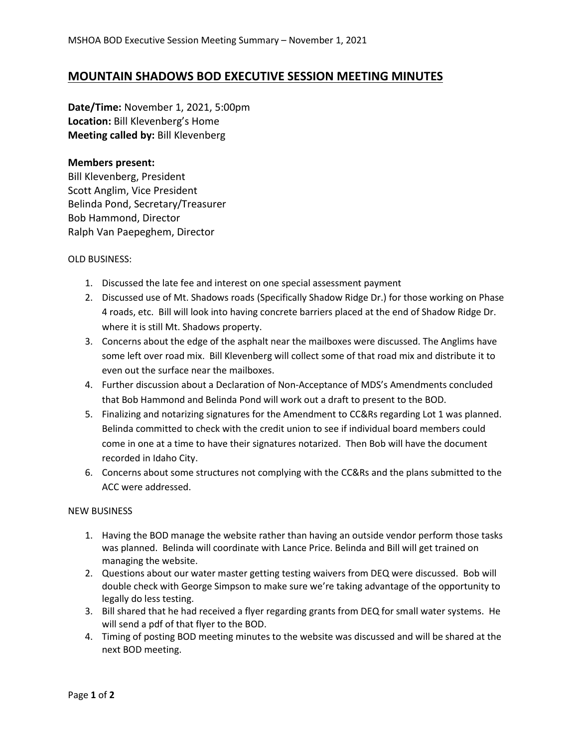# MOUNTAIN SHADOWS BOD EXECUTIVE SESSION MEETING MINUTES

**Date/Time:** November 1, 2021, 5:00pm
**Location:** Bill Klevenberg's Home
**Meeting called by:** Bill Klevenberg

**Members present:**
Bill Klevenberg, President
Scott Anglim, Vice President
Belinda Pond, Secretary/Treasurer
Bob Hammond, Director
Ralph Van Paepeghem, Director

OLD BUSINESS:

1. Discussed the late fee and interest on one special assessment payment
2. Discussed use of Mt. Shadows roads (Specifically Shadow Ridge Dr.) for those working on Phase 4 roads, etc. Bill will look into having concrete barriers placed at the end of Shadow Ridge Dr. where it is still Mt. Shadows property.
3. Concerns about the edge of the asphalt near the mailboxes were discussed. The Anglims have some left over road mix. Bill Klevenberg will collect some of that road mix and distribute it to even out the surface near the mailboxes.
4. Further discussion about a Declaration of Non-Acceptance of MDS's Amendments concluded that Bob Hammond and Belinda Pond will work out a draft to present to the BOD.
5. Finalizing and notarizing signatures for the Amendment to CC&Rs regarding Lot 1 was planned. Belinda committed to check with the credit union to see if individual board members could come in one at a time to have their signatures notarized. Then Bob will have the document recorded in Idaho City.
6. Concerns about some structures not complying with the CC&Rs and the plans submitted to the ACC were addressed.

NEW BUSINESS

1. Having the BOD manage the website rather than having an outside vendor perform those tasks was planned. Belinda will coordinate with Lance Price. Belinda and Bill will get trained on managing the website.
2. Questions about our water master getting testing waivers from DEQ were discussed. Bob will double check with George Simpson to make sure we're taking advantage of the opportunity to legally do less testing.
3. Bill shared that he had received a flyer regarding grants from DEQ for small water systems. He will send a pdf of that flyer to the BOD.
4. Timing of posting BOD meeting minutes to the website was discussed and will be shared at the next BOD meeting.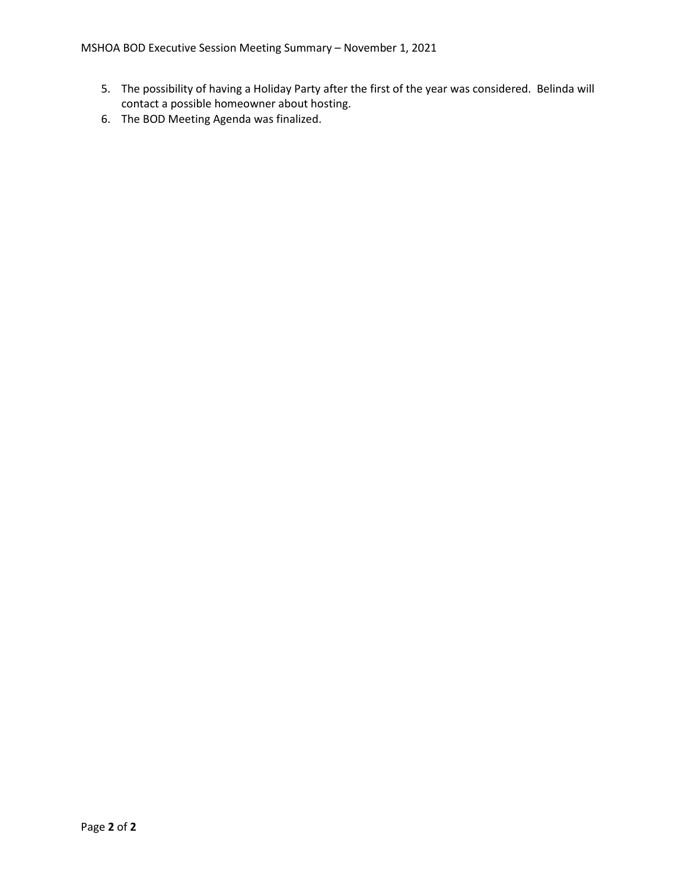5. The possibility of having a Holiday Party after the first of the year was considered. Belinda will contact a possible homeowner about hosting.
6. The BOD Meeting Agenda was finalized.